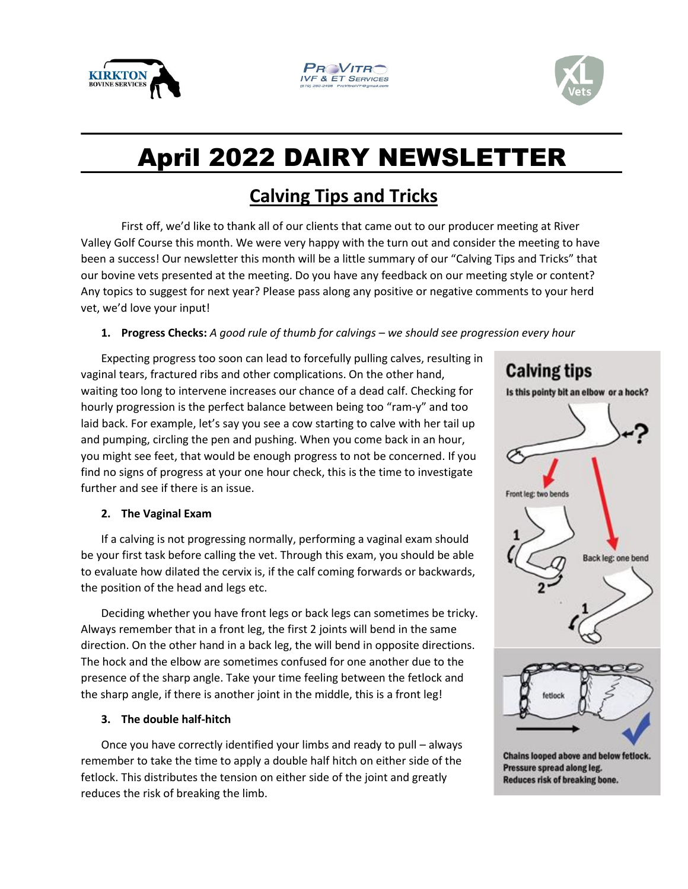# April 2022 DAIRY NEWSLETTER

## Calving Tips and Tricks

First off, we'd like to thank all of our clients that came out to our producer meeting at River Valley Golf Course this month. We were very happy with the turn out and consider the meeting to have been a success! Our newsletter this month will be a little summary of our "Calving Tips and Tricks" that our bovine vets presented at the meeting. Do you have any feedback on our meeting style or content? Any topics to suggest for next year? Please pass along any positive or negative comments to your herd vet, we'd love your input!

1. **Progress Checks:** *A good rule of thumb for calvings – we should see progression every hour*

Expecting progress too soon can lead to forcefully pulling calves, resulting in vaginal tears, fractured ribs and other complications. On the other hand, waiting too long to intervene increases our chance of a dead calf. Checking for hourly progression is the perfect balance between being too "ram-y" and too laid back. For example, let's say you see a cow starting to calve with her tail up and pumping, circling the pen and pushing. When you come back in an hour, you might see feet, that would be enough progress to not be concerned. If you find no signs of progress at your one hour check, this is the time to investigate further and see if there is an issue.

2. **The Vaginal Exam**

If a calving is not progressing normally, performing a vaginal exam should be your first task before calling the vet. Through this exam, you should be able to evaluate how dilated the cervix is, if the calf coming forwards or backwards, the position of the head and legs etc.

Deciding whether you have front legs or back legs can sometimes be tricky. Always remember that in a front leg, the first 2 joints will bend in the same direction. On the other hand in a back leg, the will bend in opposite directions. The hock and the elbow are sometimes confused for one another due to the presence of the sharp angle. Take your time feeling between the fetlock and the sharp angle, if there is another joint in the middle, this is a front leg!

3. **The double half-hitch**

Once you have correctly identified your limbs and ready to pull – always remember to take the time to apply a double half hitch on either side of the fetlock. This distributes the tension on either side of the joint and greatly reduces the risk of breaking the limb.

**Calving tips**

Is this pointy bit an elbow or a hock?

Front leg: two bends

Back leg: one bend

Chains looped above and below fetlock. Pressure spread along leg. Reduces risk of breaking bone.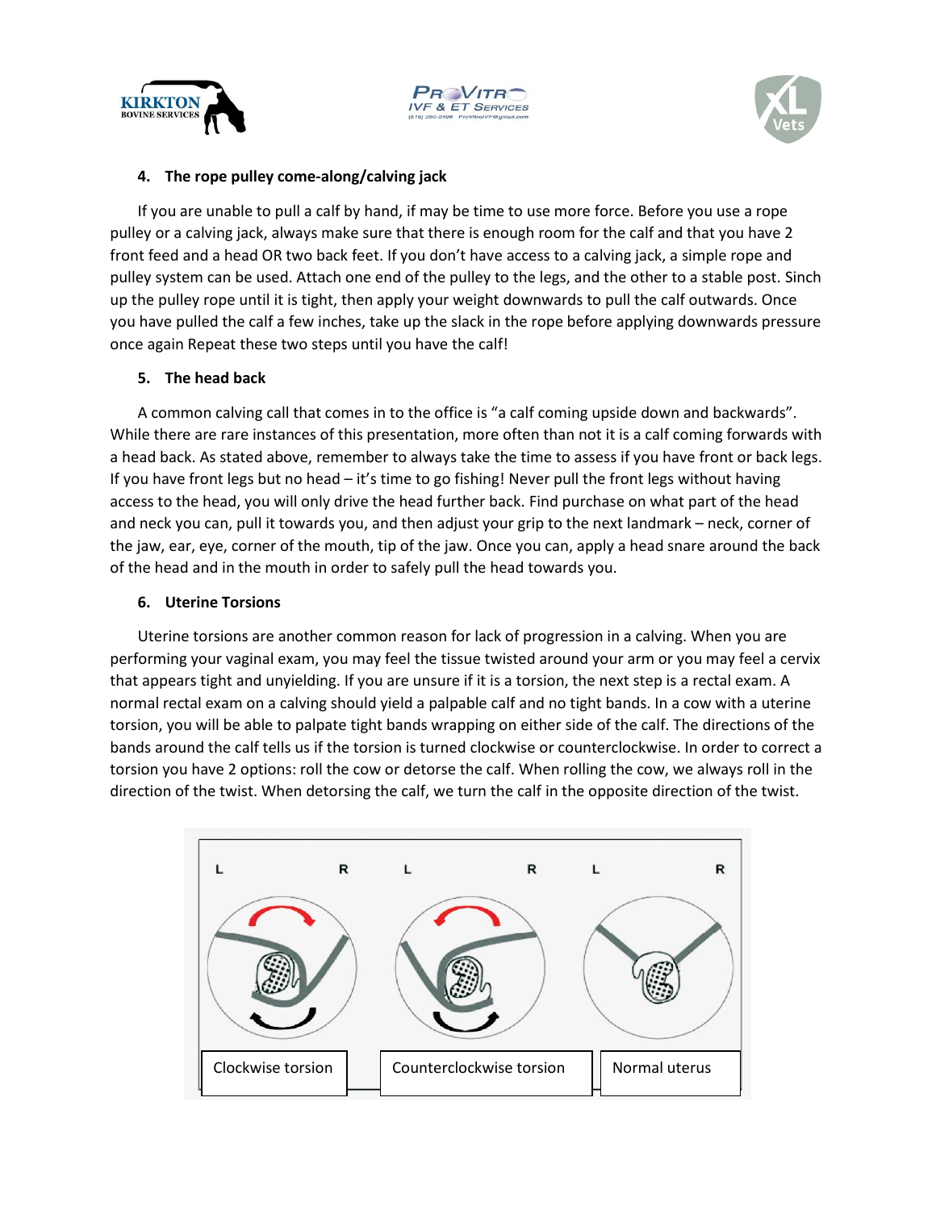**4. The rope pulley come-along/calving jack**

If you are unable to pull a calf by hand, if may be time to use more force. Before you use a rope pulley or a calving jack, always make sure that there is enough room for the calf and that you have 2 front feed and a head OR two back feet. If you don't have access to a calving jack, a simple rope and pulley system can be used. Attach one end of the pulley to the legs, and the other to a stable post. Sinch up the pulley rope until it is tight, then apply your weight downwards to pull the calf outwards. Once you have pulled the calf a few inches, take up the slack in the rope before applying downwards pressure once again Repeat these two steps until you have the calf!

**5. The head back**

A common calving call that comes in to the office is "a calf coming upside down and backwards". While there are rare instances of this presentation, more often than not it is a calf coming forwards with a head back. As stated above, remember to always take the time to assess if you have front or back legs. If you have front legs but no head – it's time to go fishing! Never pull the front legs without having access to the head, you will only drive the head further back. Find purchase on what part of the head and neck you can, pull it towards you, and then adjust your grip to the next landmark – neck, corner of the jaw, ear, eye, corner of the mouth, tip of the jaw. Once you can, apply a head snare around the back of the head and in the mouth in order to safely pull the head towards you.

**6. Uterine Torsions**

Uterine torsions are another common reason for lack of progression in a calving. When you are performing your vaginal exam, you may feel the tissue twisted around your arm or you may feel a cervix that appears tight and unyielding. If you are unsure if it is a torsion, the next step is a rectal exam. A normal rectal exam on a calving should yield a palpable calf and no tight bands. In a cow with a uterine torsion, you will be able to palpate tight bands wrapping on either side of the calf. The directions of the bands around the calf tells us if the torsion is turned clockwise or counterclockwise. In order to correct a torsion you have 2 options: roll the cow or detorse the calf. When rolling the cow, we always roll in the direction of the twist. When detorsing the calf, we turn the calf in the opposite direction of the twist.

L R L R L R

Clockwise torsion | Counterclockwise torsion | Normal uterus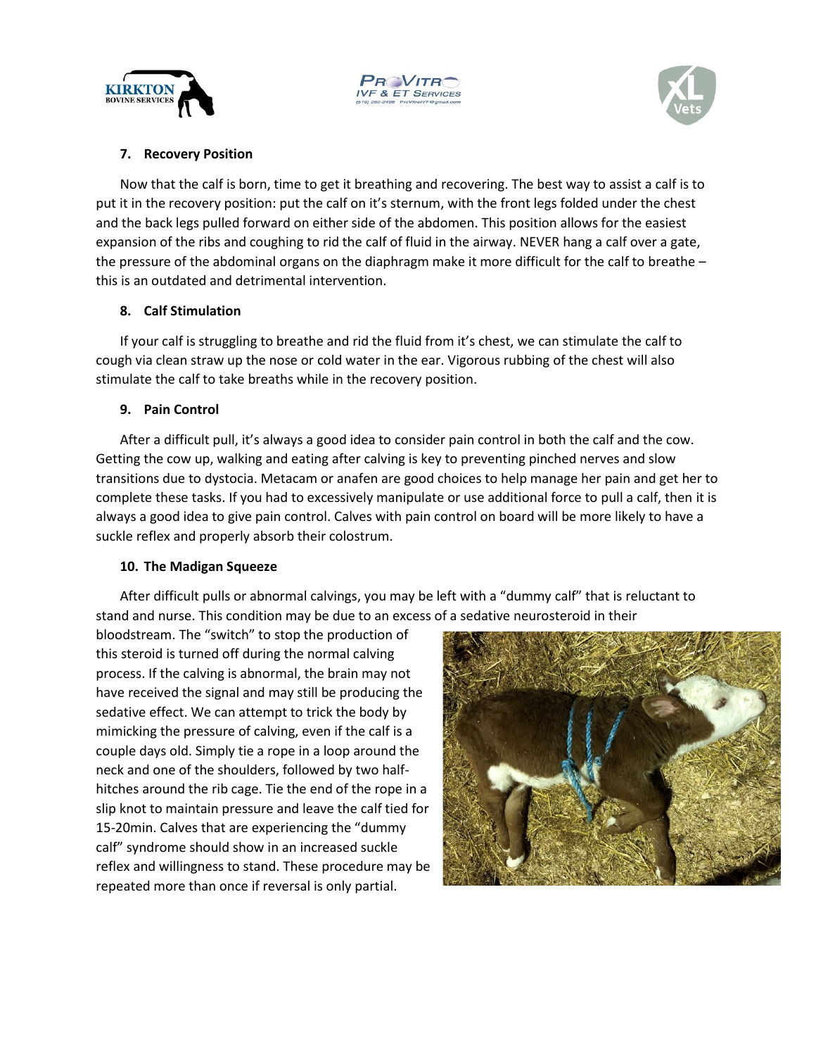## 7. Recovery Position

Now that the calf is born, time to get it breathing and recovering. The best way to assist a calf is to put it in the recovery position: put the calf on it's sternum, with the front legs folded under the chest and the back legs pulled forward on either side of the abdomen. This position allows for the easiest expansion of the ribs and coughing to rid the calf of fluid in the airway. NEVER hang a calf over a gate, the pressure of the abdominal organs on the diaphragm make it more difficult for the calf to breathe – this is an outdated and detrimental intervention.

## 8. Calf Stimulation

If your calf is struggling to breathe and rid the fluid from it's chest, we can stimulate the calf to cough via clean straw up the nose or cold water in the ear. Vigorous rubbing of the chest will also stimulate the calf to take breaths while in the recovery position.

## 9. Pain Control

After a difficult pull, it's always a good idea to consider pain control in both the calf and the cow. Getting the cow up, walking and eating after calving is key to preventing pinched nerves and slow transitions due to dystocia. Metacam or anafen are good choices to help manage her pain and get her to complete these tasks. If you had to excessively manipulate or use additional force to pull a calf, then it is always a good idea to give pain control. Calves with pain control on board will be more likely to have a suckle reflex and properly absorb their colostrum.

## 10. The Madigan Squeeze

After difficult pulls or abnormal calvings, you may be left with a "dummy calf" that is reluctant to stand and nurse. This condition may be due to an excess of a sedative neurosteroid in their bloodstream. The "switch" to stop the production of this steroid is turned off during the normal calving process. If the calving is abnormal, the brain may not have received the signal and may still be producing the sedative effect. We can attempt to trick the body by mimicking the pressure of calving, even if the calf is a couple days old. Simply tie a rope in a loop around the neck and one of the shoulders, followed by two half-hitches around the rib cage. Tie the end of the rope in a slip knot to maintain pressure and leave the calf tied for 15-20min. Calves that are experiencing the "dummy calf" syndrome should show in an increased suckle reflex and willingness to stand. These procedure may be repeated more than once if reversal is only partial.